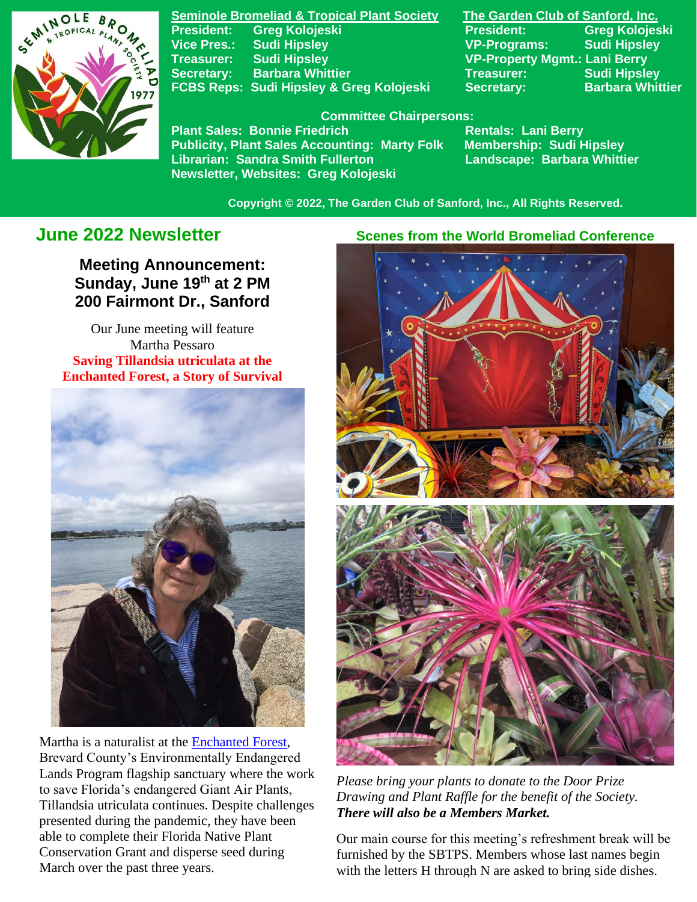**Seminole Bromeliad & Tropical Plant Society**

President: Greg Kolojeski
Vice Pres.: Sudi Hipsley
Treasurer: Sudi Hipsley
Secretary: Barbara Whittier
FCBS Reps: Sudi Hipsley & Greg Kolojeski

**The Garden Club of Sanford, Inc.**

President: Greg Kolojeski
VP-Programs: Sudi Hipsley
VP-Property Mgmt.: Lani Berry
Treasurer: Sudi Hipsley
Secretary: Barbara Whittier

**Committee Chairpersons:**

Plant Sales: Bonnie Friedrich
Publicity, Plant Sales Accounting: Marty Folk
Librarian: Sandra Smith Fullerton
Newsletter, Websites: Greg Kolojeski
Rentals: Lani Berry
Membership: Sudi Hipsley
Landscape: Barbara Whittier

Copyright © 2022, The Garden Club of Sanford, Inc., All Rights Reserved.

# June 2022 Newsletter

## Meeting Announcement: Sunday, June 19th at 2 PM 200 Fairmont Dr., Sanford

Our June meeting will feature Martha Pessaro

**Saving Tillandsia utriculata at the Enchanted Forest, a Story of Survival**

Martha is a naturalist at the Enchanted Forest, Brevard County's Environmentally Endangered Lands Program flagship sanctuary where the work to save Florida's endangered Giant Air Plants, Tillandsia utriculata continues. Despite challenges presented during the pandemic, they have been able to complete their Florida Native Plant Conservation Grant and disperse seed during March over the past three years.

### Scenes from the World Bromeliad Conference

*Please bring your plants to donate to the Door Prize Drawing and Plant Raffle for the benefit of the Society.* ***There will also be a Members Market.***

Our main course for this meeting's refreshment break will be furnished by the SBTPS. Members whose last names begin with the letters H through N are asked to bring side dishes.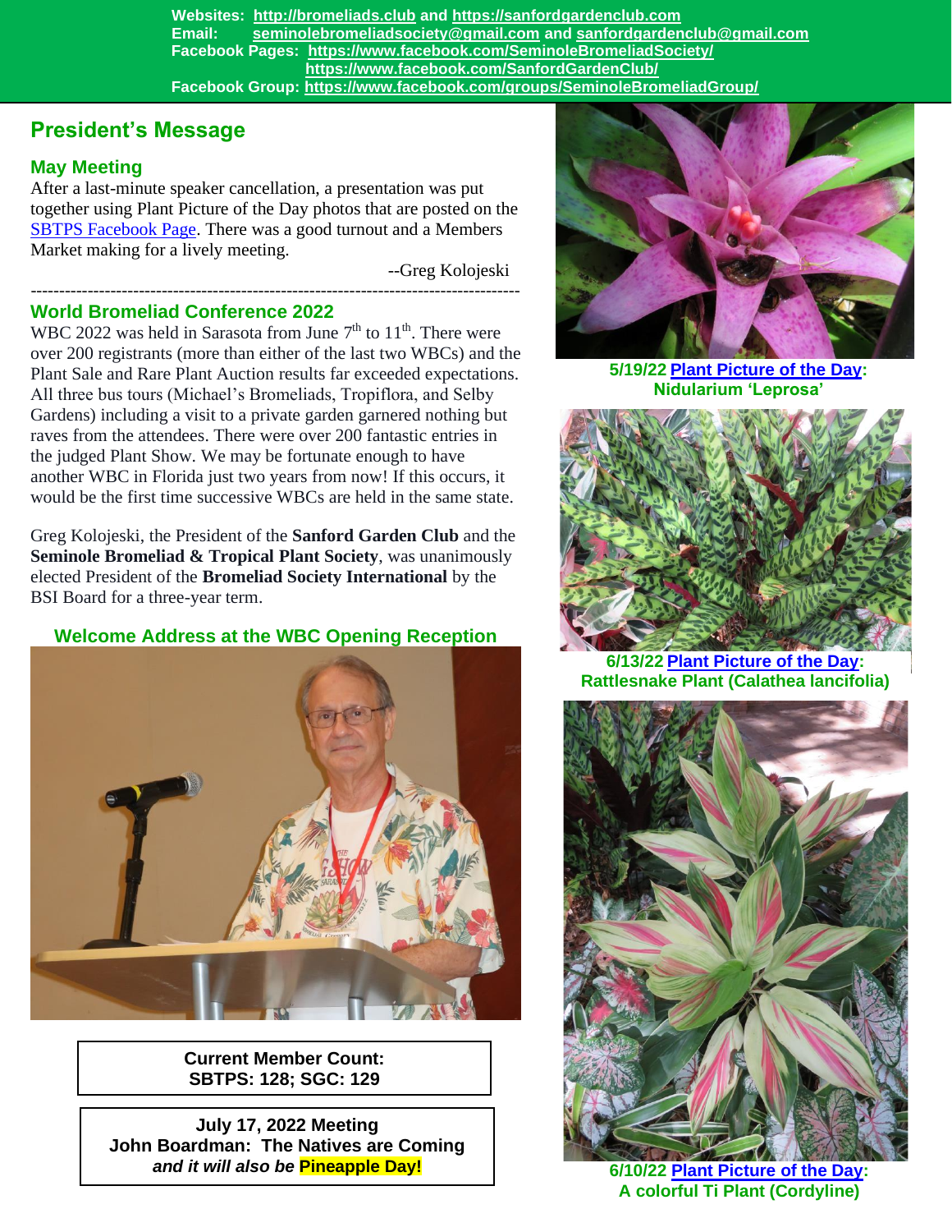**Websites:** http://bromeliads.club and https://sanfordgardenclub.com
**Email:** seminolebromeliadsociety@gmail.com and sanfordgardenclub@gmail.com
**Facebook Pages:** https://www.facebook.com/SeminoleBromeliadSociety/
https://www.facebook.com/SanfordGardenClub/
**Facebook Group:** https://www.facebook.com/groups/SeminoleBromeliadGroup/

## President's Message

### May Meeting

After a last-minute speaker cancellation, a presentation was put together using Plant Picture of the Day photos that are posted on the SBTPS Facebook Page. There was a good turnout and a Members Market making for a lively meeting.

--Greg Kolojeski

---

### World Bromeliad Conference 2022

WBC 2022 was held in Sarasota from June 7th to 11th. There were over 200 registrants (more than either of the last two WBCs) and the Plant Sale and Rare Plant Auction results far exceeded expectations. All three bus tours (Michael's Bromeliads, Tropiflora, and Selby Gardens) including a visit to a private garden garnered nothing but raves from the attendees. There were over 200 fantastic entries in the judged Plant Show. We may be fortunate enough to have another WBC in Florida just two years from now! If this occurs, it would be the first time successive WBCs are held in the same state.

Greg Kolojeski, the President of the **Sanford Garden Club** and the **Seminole Bromeliad & Tropical Plant Society**, was unanimously elected President of the **Bromeliad Society International** by the BSI Board for a three-year term.

**Welcome Address at the WBC Opening Reception**

**Current Member Count:**
**SBTPS: 128; SGC: 129**

**July 17, 2022 Meeting**
**John Boardman: The Natives are Coming**
***and it will also be* Pineapple Day!**

**5/19/22 Plant Picture of the Day:**
**Nidularium 'Leprosa'**

**6/13/22 Plant Picture of the Day:**
**Rattlesnake Plant (Calathea lancifolia)**

**6/10/22 Plant Picture of the Day:**
**A colorful Ti Plant (Cordyline)**